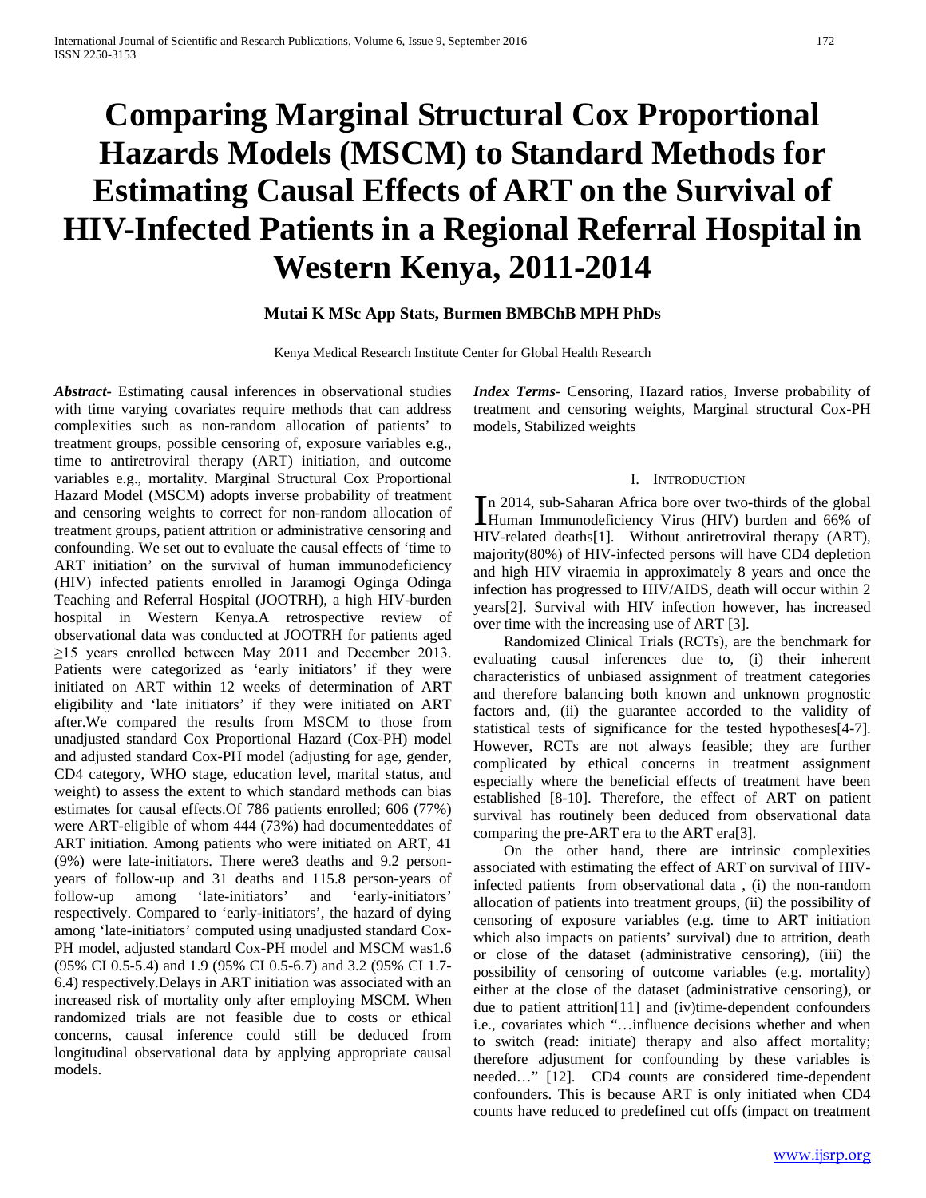# Comparing Marginal Structural Cox Proportional Hazards Models (MSCM) to Standard Methods for Estimating Causal Effects of ART on the Survival of HIV-Infected Patients in a Regional Referral Hospital in Western Kenya, 2011-2014

**Mutai K MSc App Stats, Burmen BMBChB MPH PhDs**

Kenya Medical Research Institute Center for Global Health Research

***Abstract***- Estimating causal inferences in observational studies with time varying covariates require methods that can address complexities such as non-random allocation of patients' to treatment groups, possible censoring of, exposure variables e.g., time to antiretroviral therapy (ART) initiation, and outcome variables e.g., mortality. Marginal Structural Cox Proportional Hazard Model (MSCM) adopts inverse probability of treatment and censoring weights to correct for non-random allocation of treatment groups, patient attrition or administrative censoring and confounding. We set out to evaluate the causal effects of 'time to ART initiation' on the survival of human immunodeficiency (HIV) infected patients enrolled in Jaramogi Oginga Odinga Teaching and Referral Hospital (JOOTRH), a high HIV-burden hospital in Western Kenya.A retrospective review of observational data was conducted at JOOTRH for patients aged ≥15 years enrolled between May 2011 and December 2013. Patients were categorized as 'early initiators' if they were initiated on ART within 12 weeks of determination of ART eligibility and 'late initiators' if they were initiated on ART after.We compared the results from MSCM to those from unadjusted standard Cox Proportional Hazard (Cox-PH) model and adjusted standard Cox-PH model (adjusting for age, gender, CD4 category, WHO stage, education level, marital status, and weight) to assess the extent to which standard methods can bias estimates for causal effects.Of 786 patients enrolled; 606 (77%) were ART-eligible of whom 444 (73%) had documenteddates of ART initiation. Among patients who were initiated on ART, 41 (9%) were late-initiators. There were3 deaths and 9.2 person-years of follow-up and 31 deaths and 115.8 person-years of follow-up among 'late-initiators' and 'early-initiators' respectively. Compared to 'early-initiators', the hazard of dying among 'late-initiators' computed using unadjusted standard Cox-PH model, adjusted standard Cox-PH model and MSCM was1.6 (95% CI 0.5-5.4) and 1.9 (95% CI 0.5-6.7) and 3.2 (95% CI 1.7-6.4) respectively.Delays in ART initiation was associated with an increased risk of mortality only after employing MSCM. When randomized trials are not feasible due to costs or ethical concerns, causal inference could still be deduced from longitudinal observational data by applying appropriate causal models.

***Index Terms***- Censoring, Hazard ratios, Inverse probability of treatment and censoring weights, Marginal structural Cox-PH models, Stabilized weights

## I. Introduction

In 2014, sub-Saharan Africa bore over two-thirds of the global Human Immunodeficiency Virus (HIV) burden and 66% of HIV-related deaths[1]. Without antiretroviral therapy (ART), majority(80%) of HIV-infected persons will have CD4 depletion and high HIV viraemia in approximately 8 years and once the infection has progressed to HIV/AIDS, death will occur within 2 years[2]. Survival with HIV infection however, has increased over time with the increasing use of ART [3].

Randomized Clinical Trials (RCTs), are the benchmark for evaluating causal inferences due to, (i) their inherent characteristics of unbiased assignment of treatment categories and therefore balancing both known and unknown prognostic factors and, (ii) the guarantee accorded to the validity of statistical tests of significance for the tested hypotheses[4-7]. However, RCTs are not always feasible; they are further complicated by ethical concerns in treatment assignment especially where the beneficial effects of treatment have been established [8-10]. Therefore, the effect of ART on patient survival has routinely been deduced from observational data comparing the pre-ART era to the ART era[3].

On the other hand, there are intrinsic complexities associated with estimating the effect of ART on survival of HIV-infected patients from observational data , (i) the non-random allocation of patients into treatment groups, (ii) the possibility of censoring of exposure variables (e.g. time to ART initiation which also impacts on patients' survival) due to attrition, death or close of the dataset (administrative censoring), (iii) the possibility of censoring of outcome variables (e.g. mortality) either at the close of the dataset (administrative censoring), or due to patient attrition[11] and (iv)time-dependent confounders i.e., covariates which "…influence decisions whether and when to switch (read: initiate) therapy and also affect mortality; therefore adjustment for confounding by these variables is needed…" [12]. CD4 counts are considered time-dependent confounders. This is because ART is only initiated when CD4 counts have reduced to predefined cut offs (impact on treatment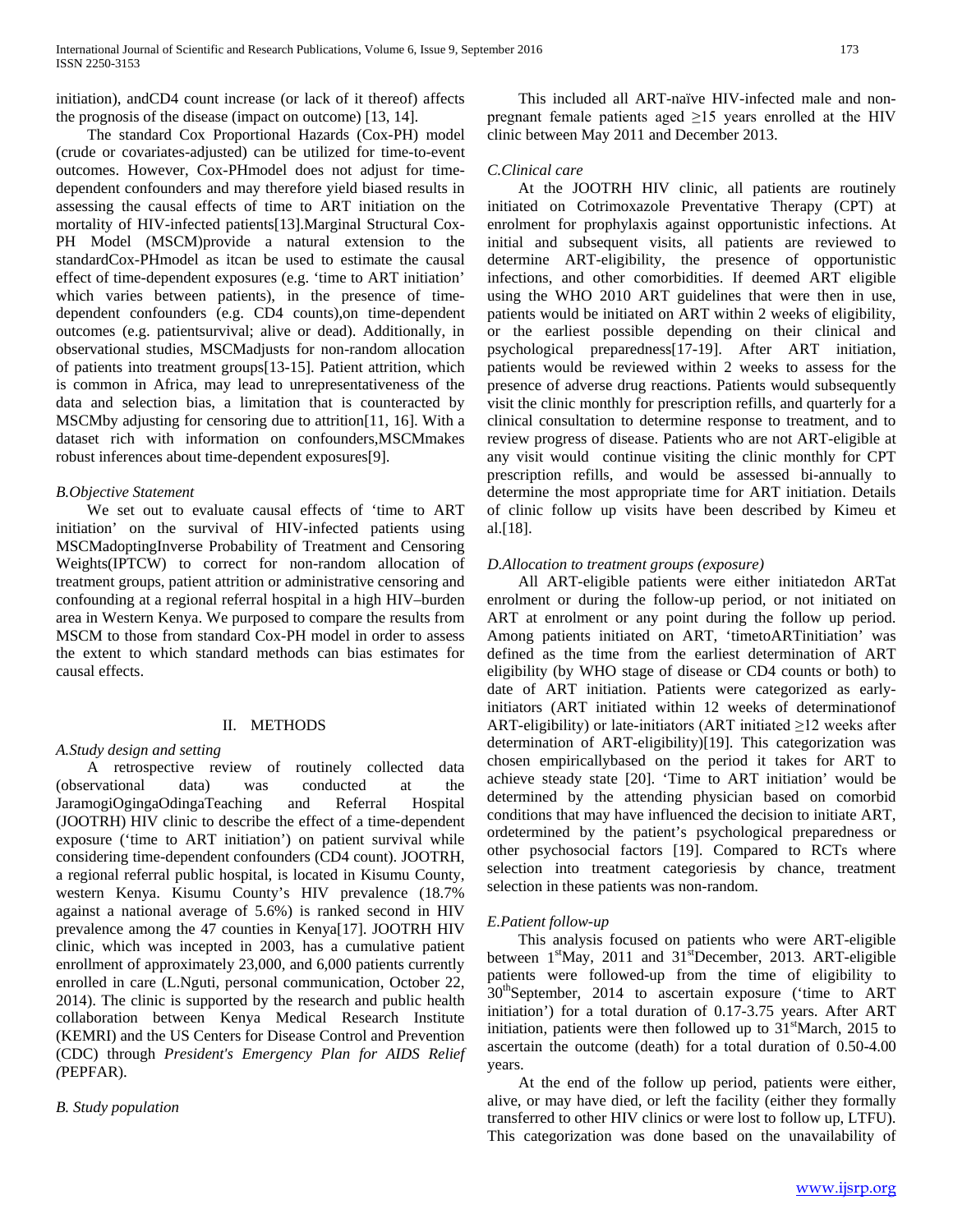initiation), andCD4 count increase (or lack of it thereof) affects the prognosis of the disease (impact on outcome) [13, 14].

The standard Cox Proportional Hazards (Cox-PH) model (crude or covariates-adjusted) can be utilized for time-to-event outcomes. However, Cox-PHmodel does not adjust for time-dependent confounders and may therefore yield biased results in assessing the causal effects of time to ART initiation on the mortality of HIV-infected patients[13].Marginal Structural Cox-PH Model (MSCM)provide a natural extension to the standardCox-PHmodel as itcan be used to estimate the causal effect of time-dependent exposures (e.g. 'time to ART initiation' which varies between patients), in the presence of time-dependent confounders (e.g. CD4 counts),on time-dependent outcomes (e.g. patientsurvival; alive or dead). Additionally, in observational studies, MSCMadjusts for non-random allocation of patients into treatment groups[13-15]. Patient attrition, which is common in Africa, may lead to unrepresentativeness of the data and selection bias, a limitation that is counteracted by MSCMby adjusting for censoring due to attrition[11, 16]. With a dataset rich with information on confounders,MSCMmakes robust inferences about time-dependent exposures[9].

### *B.Objective Statement*

We set out to evaluate causal effects of 'time to ART initiation' on the survival of HIV-infected patients using MSCMadoptingInverse Probability of Treatment and Censoring Weights(IPTCW) to correct for non-random allocation of treatment groups, patient attrition or administrative censoring and confounding at a regional referral hospital in a high HIV–burden area in Western Kenya. We purposed to compare the results from MSCM to those from standard Cox-PH model in order to assess the extent to which standard methods can bias estimates for causal effects.

## II. METHODS

### *A.Study design and setting*

A retrospective review of routinely collected data (observational data) was conducted at the JaramogiOgingaOdingaTeaching and Referral Hospital (JOOTRH) HIV clinic to describe the effect of a time-dependent exposure ('time to ART initiation') on patient survival while considering time-dependent confounders (CD4 count). JOOTRH, a regional referral public hospital, is located in Kisumu County, western Kenya. Kisumu County's HIV prevalence (18.7% against a national average of 5.6%) is ranked second in HIV prevalence among the 47 counties in Kenya[17]. JOOTRH HIV clinic, which was incepted in 2003, has a cumulative patient enrollment of approximately 23,000, and 6,000 patients currently enrolled in care (L.Nguti, personal communication, October 22, 2014). The clinic is supported by the research and public health collaboration between Kenya Medical Research Institute (KEMRI) and the US Centers for Disease Control and Prevention (CDC) through *President's Emergency Plan for AIDS Relief (*PEPFAR).

### *B. Study population*

This included all ART-naïve HIV-infected male and non-pregnant female patients aged ≥15 years enrolled at the HIV clinic between May 2011 and December 2013.

### *C.Clinical care*

At the JOOTRH HIV clinic, all patients are routinely initiated on Cotrimoxazole Preventative Therapy (CPT) at enrolment for prophylaxis against opportunistic infections. At initial and subsequent visits, all patients are reviewed to determine ART-eligibility, the presence of opportunistic infections, and other comorbidities. If deemed ART eligible using the WHO 2010 ART guidelines that were then in use, patients would be initiated on ART within 2 weeks of eligibility, or the earliest possible depending on their clinical and psychological preparedness[17-19]. After ART initiation, patients would be reviewed within 2 weeks to assess for the presence of adverse drug reactions. Patients would subsequently visit the clinic monthly for prescription refills, and quarterly for a clinical consultation to determine response to treatment, and to review progress of disease. Patients who are not ART-eligible at any visit would continue visiting the clinic monthly for CPT prescription refills, and would be assessed bi-annually to determine the most appropriate time for ART initiation. Details of clinic follow up visits have been described by Kimeu et al.[18].

### *D.Allocation to treatment groups (exposure)*

All ART-eligible patients were either initiatedon ARTat enrolment or during the follow-up period, or not initiated on ART at enrolment or any point during the follow up period. Among patients initiated on ART, 'timetoARTinitiation' was defined as the time from the earliest determination of ART eligibility (by WHO stage of disease or CD4 counts or both) to date of ART initiation. Patients were categorized as early-initiators (ART initiated within 12 weeks of determinationof ART-eligibility) or late-initiators (ART initiated ≥12 weeks after determination of ART-eligibility)[19]. This categorization was chosen empiricallybased on the period it takes for ART to achieve steady state [20]. 'Time to ART initiation' would be determined by the attending physician based on comorbid conditions that may have influenced the decision to initiate ART, ordetermined by the patient's psychological preparedness or other psychosocial factors [19]. Compared to RCTs where selection into treatment categoriesis by chance, treatment selection in these patients was non-random.

### *E.Patient follow-up*

This analysis focused on patients who were ART-eligible between 1st May, 2011 and 31st December, 2013. ART-eligible patients were followed-up from the time of eligibility to 30th September, 2014 to ascertain exposure ('time to ART initiation') for a total duration of 0.17-3.75 years. After ART initiation, patients were then followed up to 31st March, 2015 to ascertain the outcome (death) for a total duration of 0.50-4.00 years.

At the end of the follow up period, patients were either, alive, or may have died, or left the facility (either they formally transferred to other HIV clinics or were lost to follow up, LTFU). This categorization was done based on the unavailability of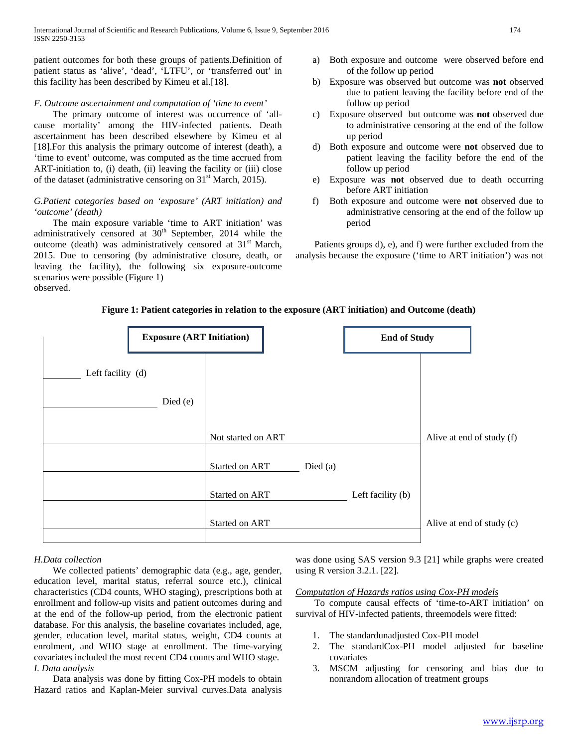patient outcomes for both these groups of patients.Definition of patient status as 'alive', 'dead', 'LTFU', or 'transferred out' in this facility has been described by Kimeu et al.[18].

*F. Outcome ascertainment and computation of 'time to event'*

The primary outcome of interest was occurrence of 'all-cause mortality' among the HIV-infected patients. Death ascertainment has been described elsewhere by Kimeu et al [18].For this analysis the primary outcome of interest (death), a 'time to event' outcome, was computed as the time accrued from ART-initiation to, (i) death, (ii) leaving the facility or (iii) close of the dataset (administrative censoring on 31[st] March, 2015).

*G.Patient categories based on 'exposure' (ART initiation) and 'outcome' (death)*

The main exposure variable 'time to ART initiation' was administratively censored at 30[th] September, 2014 while the outcome (death) was administratively censored at 31[st] March, 2015. Due to censoring (by administrative closure, death, or leaving the facility), the following six exposure-outcome scenarios were possible (Figure 1)

a) Both exposure and outcome were observed before end of the follow up period
b) Exposure was observed but outcome was **not** observed due to patient leaving the facility before end of the follow up period
c) Exposure observed but outcome was **not** observed due to administrative censoring at the end of the follow up period
d) Both exposure and outcome were **not** observed due to patient leaving the facility before the end of the follow up period
e) Exposure was **not** observed due to death occurring before ART initiation
f) Both exposure and outcome were **not** observed due to administrative censoring at the end of the follow up period

Patients groups d), e), and f) were further excluded from the analysis because the exposure ('time to ART initiation') was not observed.

**Figure 1: Patient categories in relation to the exposure (ART initiation) and Outcome (death)**

| | Exposure (ART Initiation) | | End of Study |
|---|---|---|---|
| Left facility (d) | | | |
| Died (e) | | | |
| | Not started on ART | | Alive at end of study (f) |
| | Started on ART | Died (a) | |
| | Started on ART | Left facility (b) | |
| | Started on ART | | Alive at end of study (c) |

*H.Data collection*

We collected patients' demographic data (e.g., age, gender, education level, marital status, referral source etc.), clinical characteristics (CD4 counts, WHO staging), prescriptions both at enrollment and follow-up visits and patient outcomes during and at the end of the follow-up period, from the electronic patient database. For this analysis, the baseline covariates included, age, gender, education level, marital status, weight, CD4 counts at enrolment, and WHO stage at enrollment. The time-varying covariates included the most recent CD4 counts and WHO stage.

*I. Data analysis*

Data analysis was done by fitting Cox-PH models to obtain Hazard ratios and Kaplan-Meier survival curves.Data analysis was done using SAS version 9.3 [21] while graphs were created using R version 3.2.1. [22].

<u>Computation of Hazards ratios using Cox-PH models</u>

To compute causal effects of 'time-to-ART initiation' on survival of HIV-infected patients, threemodels were fitted:

1. The standardunadjusted Cox-PH model
2. The standardCox-PH model adjusted for baseline covariates
3. MSCM adjusting for censoring and bias due to nonrandom allocation of treatment groups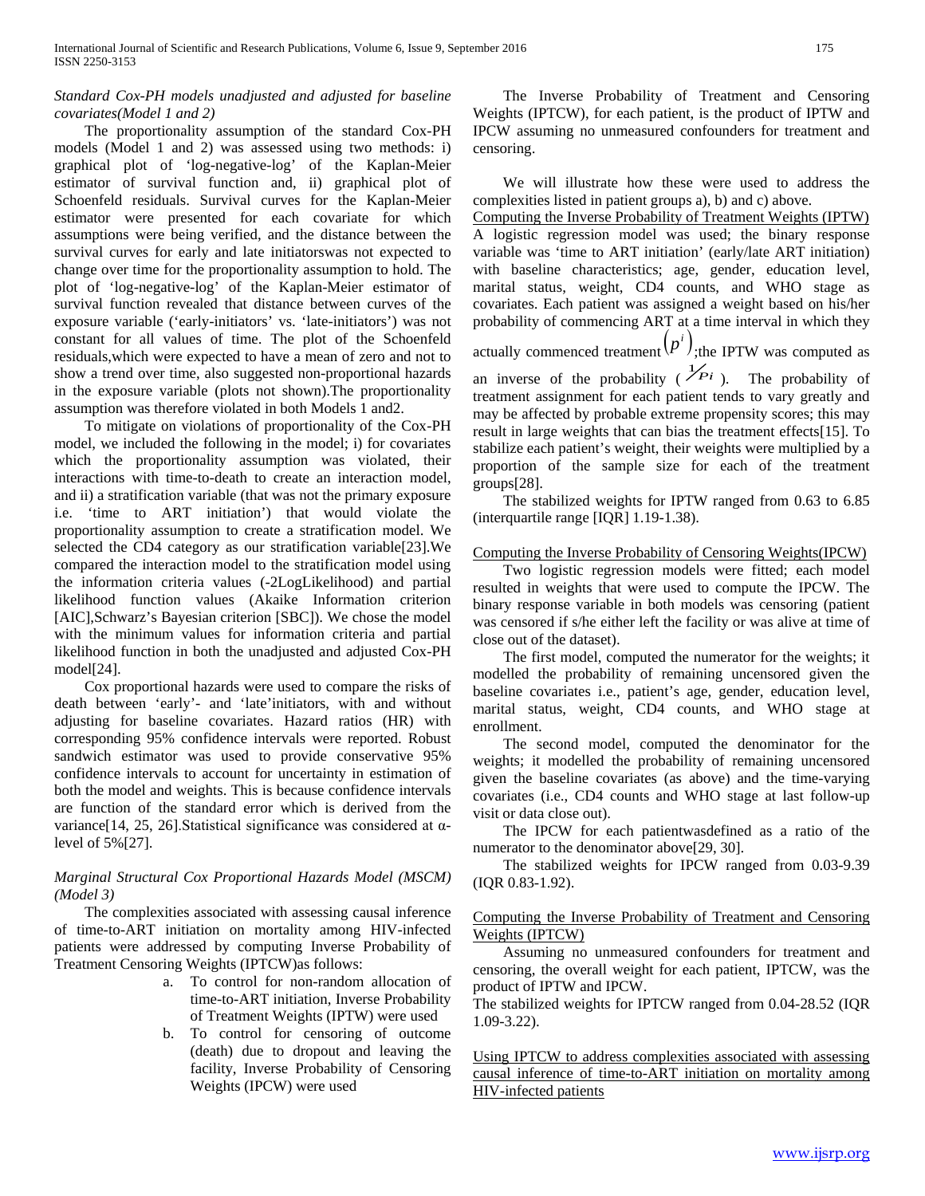*Standard Cox-PH models unadjusted and adjusted for baseline covariates(Model 1 and 2)*

The proportionality assumption of the standard Cox-PH models (Model 1 and 2) was assessed using two methods: i) graphical plot of 'log-negative-log' of the Kaplan-Meier estimator of survival function and, ii) graphical plot of Schoenfeld residuals. Survival curves for the Kaplan-Meier estimator were presented for each covariate for which assumptions were being verified, and the distance between the survival curves for early and late initiatorswas not expected to change over time for the proportionality assumption to hold. The plot of 'log-negative-log' of the Kaplan-Meier estimator of survival function revealed that distance between curves of the exposure variable ('early-initiators' vs. 'late-initiators') was not constant for all values of time. The plot of the Schoenfeld residuals,which were expected to have a mean of zero and not to show a trend over time, also suggested non-proportional hazards in the exposure variable (plots not shown).The proportionality assumption was therefore violated in both Models 1 and2.

To mitigate on violations of proportionality of the Cox-PH model, we included the following in the model; i) for covariates which the proportionality assumption was violated, their interactions with time-to-death to create an interaction model, and ii) a stratification variable (that was not the primary exposure i.e. 'time to ART initiation') that would violate the proportionality assumption to create a stratification model. We selected the CD4 category as our stratification variable[23].We compared the interaction model to the stratification model using the information criteria values (-2LogLikelihood) and partial likelihood function values (Akaike Information criterion [AIC],Schwarz's Bayesian criterion [SBC]). We chose the model with the minimum values for information criteria and partial likelihood function in both the unadjusted and adjusted Cox-PH model[24].

Cox proportional hazards were used to compare the risks of death between 'early'- and 'late'initiators, with and without adjusting for baseline covariates. Hazard ratios (HR) with corresponding 95% confidence intervals were reported. Robust sandwich estimator was used to provide conservative 95% confidence intervals to account for uncertainty in estimation of both the model and weights. This is because confidence intervals are function of the standard error which is derived from the variance[14, 25, 26].Statistical significance was considered at α-level of 5%[27].

*Marginal Structural Cox Proportional Hazards Model (MSCM) (Model 3)*

The complexities associated with assessing causal inference of time-to-ART initiation on mortality among HIV-infected patients were addressed by computing Inverse Probability of Treatment Censoring Weights (IPTCW)as follows:

a. To control for non-random allocation of time-to-ART initiation, Inverse Probability of Treatment Weights (IPTW) were used
b. To control for censoring of outcome (death) due to dropout and leaving the facility, Inverse Probability of Censoring Weights (IPCW) were used

The Inverse Probability of Treatment and Censoring Weights (IPTCW), for each patient, is the product of IPTW and IPCW assuming no unmeasured confounders for treatment and censoring.

We will illustrate how these were used to address the complexities listed in patient groups a), b) and c) above.

Computing the Inverse Probability of Treatment Weights (IPTW)

A logistic regression model was used; the binary response variable was 'time to ART initiation' (early/late ART initiation) with baseline characteristics; age, gender, education level, marital status, weight, CD4 counts, and WHO stage as covariates. Each patient was assigned a weight based on his/her probability of commencing ART at a time interval in which they actually commenced treatment $(p^i)$;the IPTW was computed as an inverse of the probability ($1/Pi$). The probability of treatment assignment for each patient tends to vary greatly and may be affected by probable extreme propensity scores; this may result in large weights that can bias the treatment effects[15]. To stabilize each patient's weight, their weights were multiplied by a proportion of the sample size for each of the treatment groups[28].

The stabilized weights for IPTW ranged from 0.63 to 6.85 (interquartile range [IQR] 1.19-1.38).

Computing the Inverse Probability of Censoring Weights(IPCW)

Two logistic regression models were fitted; each model resulted in weights that were used to compute the IPCW. The binary response variable in both models was censoring (patient was censored if s/he either left the facility or was alive at time of close out of the dataset).

The first model, computed the numerator for the weights; it modelled the probability of remaining uncensored given the baseline covariates i.e., patient's age, gender, education level, marital status, weight, CD4 counts, and WHO stage at enrollment.

The second model, computed the denominator for the weights; it modelled the probability of remaining uncensored given the baseline covariates (as above) and the time-varying covariates (i.e., CD4 counts and WHO stage at last follow-up visit or data close out).

The IPCW for each patientwasdefined as a ratio of the numerator to the denominator above[29, 30].

The stabilized weights for IPCW ranged from 0.03-9.39 (IQR 0.83-1.92).

Computing the Inverse Probability of Treatment and Censoring Weights (IPTCW)

Assuming no unmeasured confounders for treatment and censoring, the overall weight for each patient, IPTCW, was the product of IPTW and IPCW.

The stabilized weights for IPTCW ranged from 0.04-28.52 (IQR 1.09-3.22).

Using IPTCW to address complexities associated with assessing causal inference of time-to-ART initiation on mortality among HIV-infected patients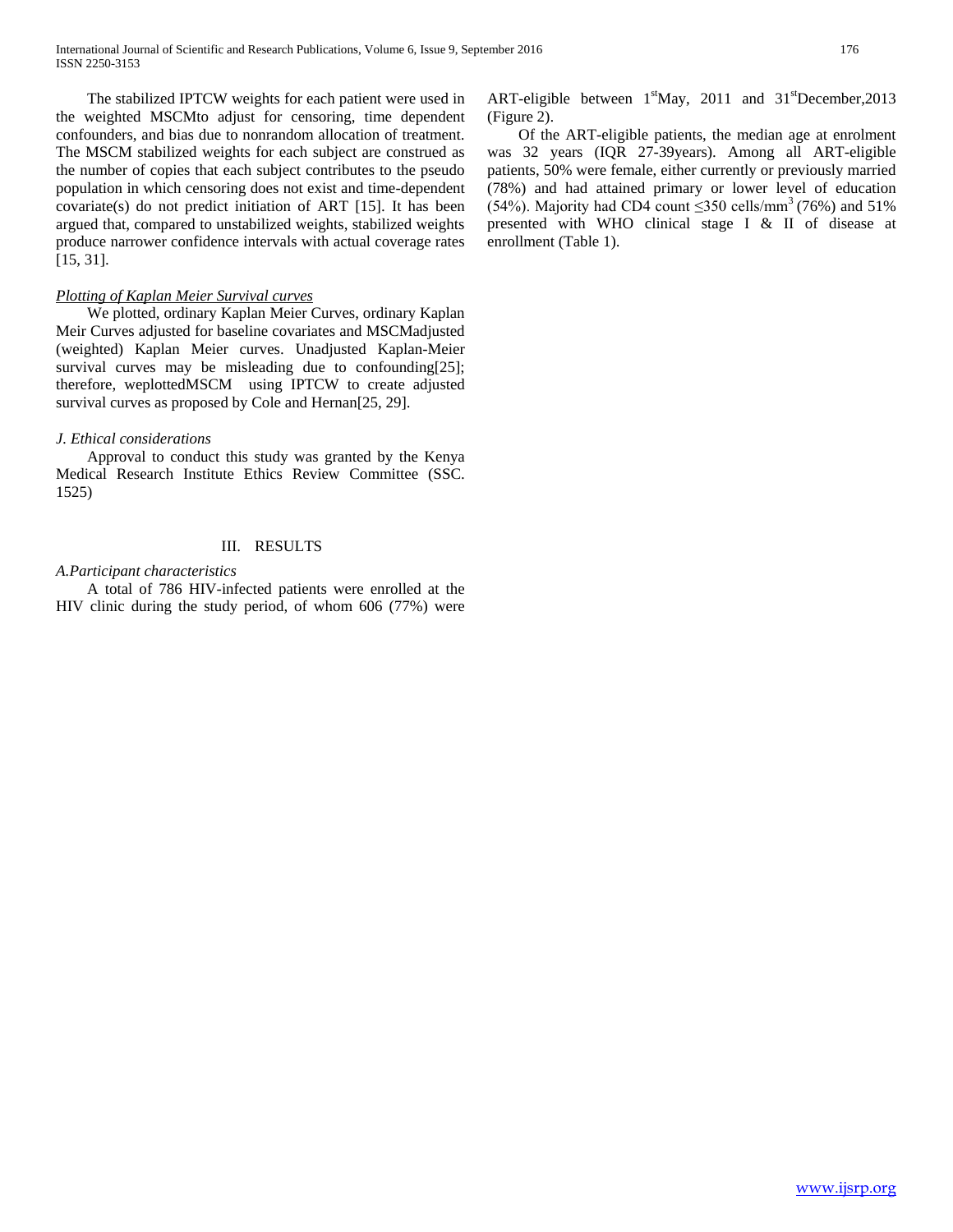The stabilized IPTCW weights for each patient were used in the weighted MSCMto adjust for censoring, time dependent confounders, and bias due to nonrandom allocation of treatment. The MSCM stabilized weights for each subject are construed as the number of copies that each subject contributes to the pseudo population in which censoring does not exist and time-dependent covariate(s) do not predict initiation of ART [15]. It has been argued that, compared to unstabilized weights, stabilized weights produce narrower confidence intervals with actual coverage rates [15, 31].

*Plotting of Kaplan Meier Survival curves*

We plotted, ordinary Kaplan Meier Curves, ordinary Kaplan Meir Curves adjusted for baseline covariates and MSCMadjusted (weighted) Kaplan Meier curves. Unadjusted Kaplan-Meier survival curves may be misleading due to confounding[25]; therefore, weplottedMSCM using IPTCW to create adjusted survival curves as proposed by Cole and Hernan[25, 29].

### J. Ethical considerations

Approval to conduct this study was granted by the Kenya Medical Research Institute Ethics Review Committee (SSC. 1525)

## III. RESULTS

### A.Participant characteristics

A total of 786 HIV-infected patients were enrolled at the HIV clinic during the study period, of whom 606 (77%) were ART-eligible between 1st May, 2011 and 31st December,2013 (Figure 2).

Of the ART-eligible patients, the median age at enrolment was 32 years (IQR 27-39years). Among all ART-eligible patients, 50% were female, either currently or previously married (78%) and had attained primary or lower level of education (54%). Majority had CD4 count ≤350 cells/mm$^3$ (76%) and 51% presented with WHO clinical stage I & II of disease at enrollment (Table 1).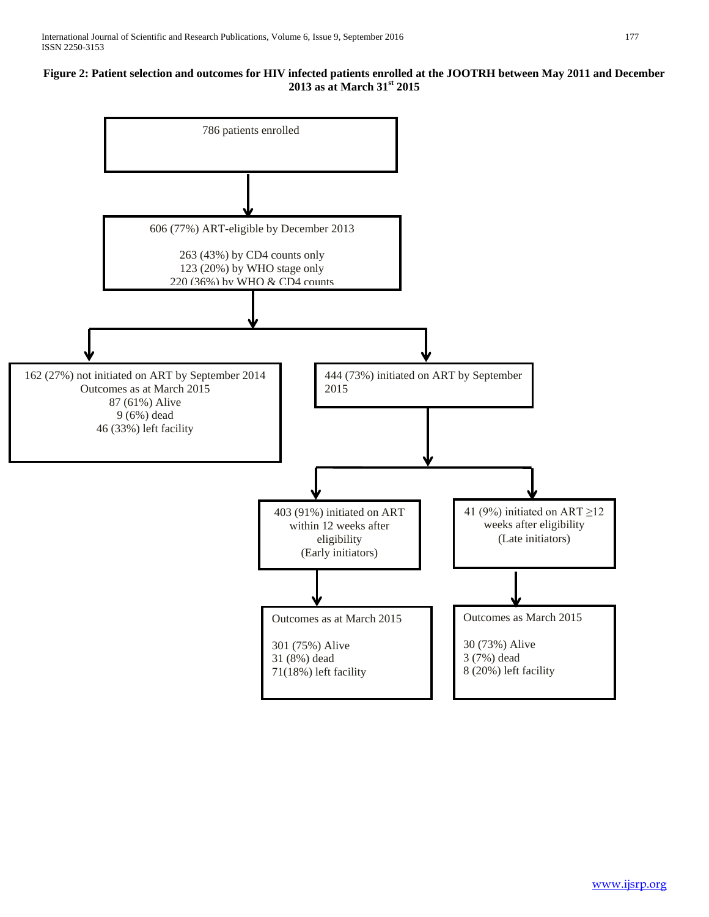**Figure 2: Patient selection and outcomes for HIV infected patients enrolled at the JOOTRH between May 2011 and December 2013 as at March 31st 2015**

786 patients enrolled

606 (77%) ART-eligible by December 2013

263 (43%) by CD4 counts only
123 (20%) by WHO stage only
220 (36%) by WHO & CD4 counts

162 (27%) not initiated on ART by September 2014
Outcomes as at March 2015
87 (61%) Alive
9 (6%) dead
46 (33%) left facility

444 (73%) initiated on ART by September 2015

403 (91%) initiated on ART within 12 weeks after eligibility
(Early initiators)

41 (9%) initiated on ART ≥12 weeks after eligibility
(Late initiators)

Outcomes as at March 2015

301 (75%) Alive
31 (8%) dead
71(18%) left facility

Outcomes as March 2015

30 (73%) Alive
3 (7%) dead
8 (20%) left facility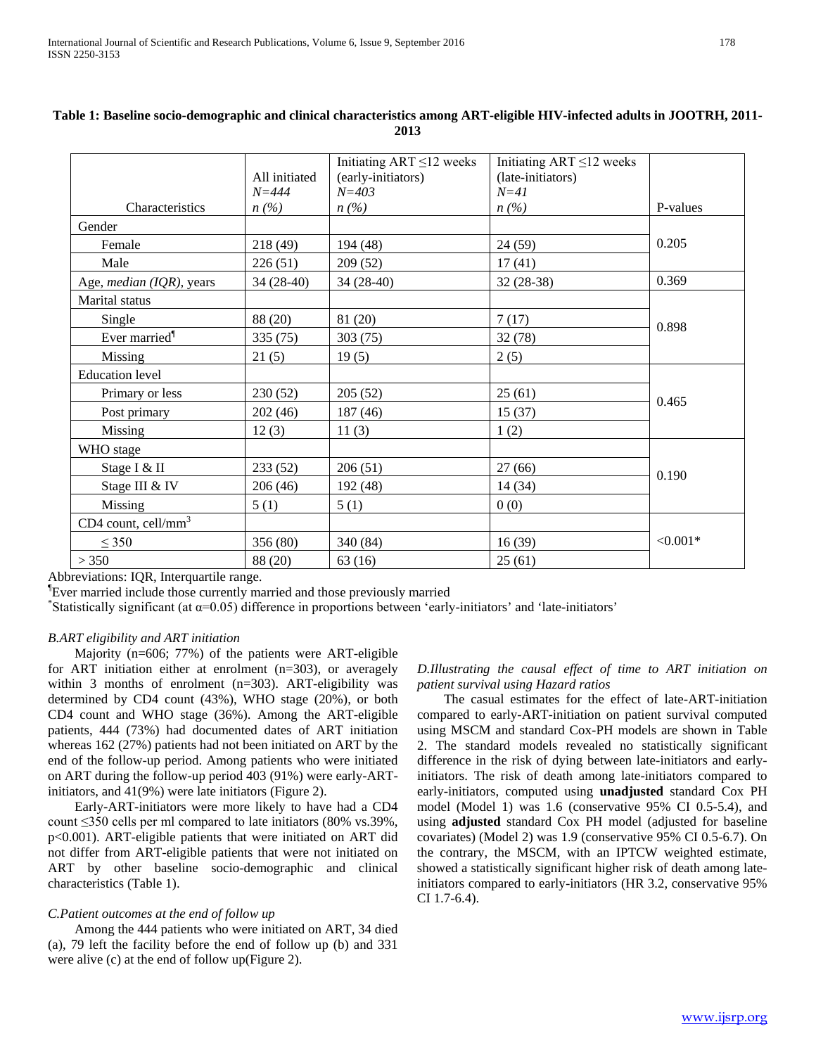**Table 1: Baseline socio-demographic and clinical characteristics among ART-eligible HIV-infected adults in JOOTRH, 2011-2013**

| Characteristics | All initiated *N=444* *n (%)* | Initiating ART ≤12 weeks (early-initiators) *N=403* *n (%)* | Initiating ART ≤12 weeks (late-initiators) *N=41* *n (%)* | P-values |
|---|---|---|---|---|
| Gender | | | | |
| Female | 218 (49) | 194 (48) | 24 (59) | 0.205 |
| Male | 226 (51) | 209 (52) | 17 (41) | |
| Age, *median (IQR)*, years | 34 (28-40) | 34 (28-40) | 32 (28-38) | 0.369 |
| Marital status | | | | |
| Single | 88 (20) | 81 (20) | 7 (17) | 0.898 |
| Ever married[¶] | 335 (75) | 303 (75) | 32 (78) | |
| Missing | 21 (5) | 19 (5) | 2 (5) | |
| Education level | | | | |
| Primary or less | 230 (52) | 205 (52) | 25 (61) | 0.465 |
| Post primary | 202 (46) | 187 (46) | 15 (37) | |
| Missing | 12 (3) | 11 (3) | 1 (2) | |
| WHO stage | | | | |
| Stage I & II | 233 (52) | 206 (51) | 27 (66) | 0.190 |
| Stage III & IV | 206 (46) | 192 (48) | 14 (34) | |
| Missing | 5 (1) | 5 (1) | 0 (0) | |
| CD4 count, cell/mm$^3$ | | | | |
| ≤ 350 | 356 (80) | 340 (84) | 16 (39) | <0.001* |
| > 350 | 88 (20) | 63 (16) | 25 (61) | |

Abbreviations: IQR, Interquartile range.
[¶]Ever married include those currently married and those previously married
[*]Statistically significant (at α=0.05) difference in proportions between 'early-initiators' and 'late-initiators'

### *B.ART eligibility and ART initiation*

Majority (n=606; 77%) of the patients were ART-eligible for ART initiation either at enrolment (n=303), or averagely within 3 months of enrolment (n=303). ART-eligibility was determined by CD4 count (43%), WHO stage (20%), or both CD4 count and WHO stage (36%). Among the ART-eligible patients, 444 (73%) had documented dates of ART initiation whereas 162 (27%) patients had not been initiated on ART by the end of the follow-up period. Among patients who were initiated on ART during the follow-up period 403 (91%) were early-ART-initiators, and 41(9%) were late initiators (Figure 2).

Early-ART-initiators were more likely to have had a CD4 count ≤350 cells per ml compared to late initiators (80% vs.39%, p<0.001). ART-eligible patients that were initiated on ART did not differ from ART-eligible patients that were not initiated on ART by other baseline socio-demographic and clinical characteristics (Table 1).

### *C.Patient outcomes at the end of follow up*

Among the 444 patients who were initiated on ART, 34 died (a), 79 left the facility before the end of follow up (b) and 331 were alive (c) at the end of follow up(Figure 2).

### *D.Illustrating the causal effect of time to ART initiation on patient survival using Hazard ratios*

The casual estimates for the effect of late-ART-initiation compared to early-ART-initiation on patient survival computed using MSCM and standard Cox-PH models are shown in Table 2. The standard models revealed no statistically significant difference in the risk of dying between late-initiators and early-initiators. The risk of death among late-initiators compared to early-initiators, computed using **unadjusted** standard Cox PH model (Model 1) was 1.6 (conservative 95% CI 0.5-5.4), and using **adjusted** standard Cox PH model (adjusted for baseline covariates) (Model 2) was 1.9 (conservative 95% CI 0.5-6.7). On the contrary, the MSCM, with an IPTCW weighted estimate, showed a statistically significant higher risk of death among late-initiators compared to early-initiators (HR 3.2, conservative 95% CI 1.7-6.4).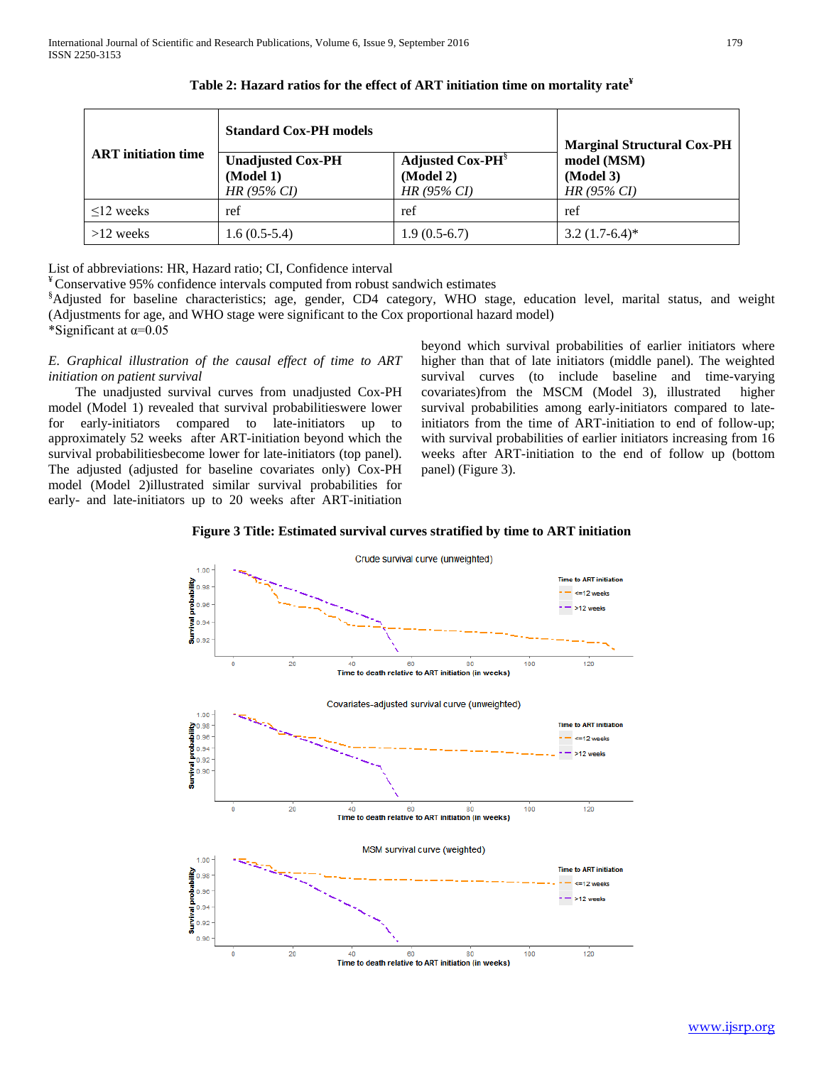**Table 2: Hazard ratios for the effect of ART initiation time on mortality rate**[¥]

| ART initiation time | Standard Cox-PH models | | Marginal Structural Cox-PH model (MSM) (Model 3) *HR (95% CI)* |
|---|---|---|---|
| | Unadjusted Cox-PH (Model 1) *HR (95% CI)* | Adjusted Cox-PH[§] (Model 2) *HR (95% CI)* | |
| ≤12 weeks | ref | ref | ref |
| >12 weeks | 1.6 (0.5-5.4) | 1.9 (0.5-6.7) | 3.2 (1.7-6.4)* |

List of abbreviations: HR, Hazard ratio; CI, Confidence interval
[¥] Conservative 95% confidence intervals computed from robust sandwich estimates
[§]Adjusted for baseline characteristics; age, gender, CD4 category, WHO stage, education level, marital status, and weight (Adjustments for age, and WHO stage were significant to the Cox proportional hazard model)
*Significant at α=0.05

*E. Graphical illustration of the causal effect of time to ART initiation on patient survival*

The unadjusted survival curves from unadjusted Cox-PH model (Model 1) revealed that survival probabilitieswere lower for early-initiators compared to late-initiators up to approximately 52 weeks after ART-initiation beyond which the survival probabilitiesbecome lower for late-initiators (top panel). The adjusted (adjusted for baseline covariates only) Cox-PH model (Model 2)illustrated similar survival probabilities for early- and late-initiators up to 20 weeks after ART-initiation beyond which survival probabilities of earlier initiators where higher than that of late initiators (middle panel). The weighted survival curves (to include baseline and time-varying covariates)from the MSCM (Model 3), illustrated higher survival probabilities among early-initiators compared to late-initiators from the time of ART-initiation to end of follow-up; with survival probabilities of earlier initiators increasing from 16 weeks after ART-initiation to the end of follow up (bottom panel) (Figure 3).

**Figure 3 Title: Estimated survival curves stratified by time to ART initiation**

Crude survival curve (unweighted)
Survival probability
1.00
0.98
0.96
0.94
0.92
0
20
40
60
80
100
120
Time to death relative to ART initiation (in weeks)
Time to ART initiation
<=12 weeks
>12 weeks

Covariates-adjusted survival curve (unweighted)
Survival probability
1.00
0.98
0.96
0.94
0.92
0.90
0
20
40
60
80
100
120
Time to death relative to ART initiation (in weeks)
Time to ART initiation
<=12 weeks
>12 weeks

MSM survival curve (weighted)
Survival probability
1.00
0.98
0.96
0.94
0.92
0.90
0
20
40
60
80
100
120
Time to death relative to ART initiation (in weeks)
Time to ART initiation
<=12 weeks
>12 weeks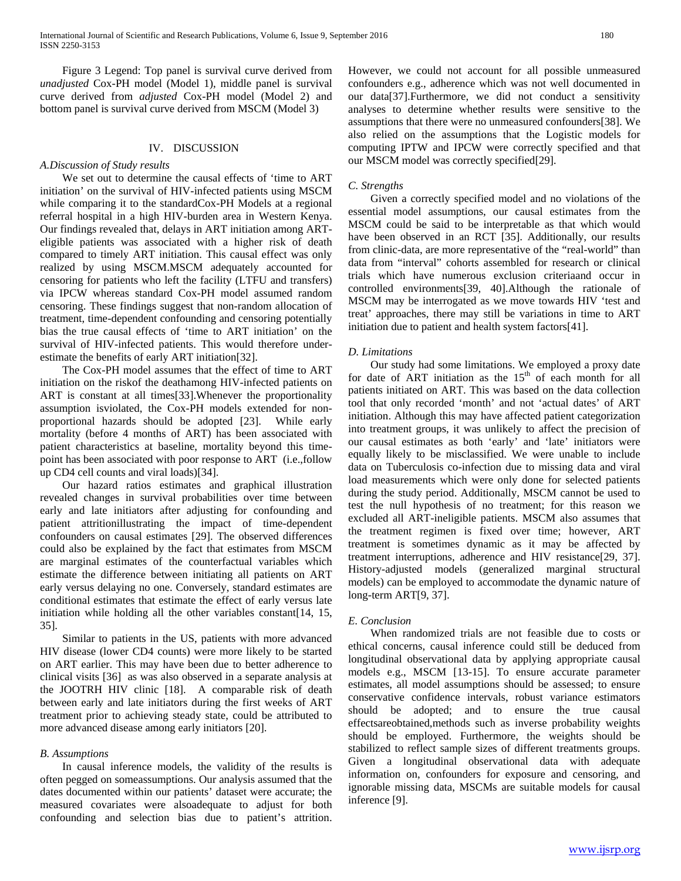Figure 3 Legend: Top panel is survival curve derived from *unadjusted* Cox-PH model (Model 1), middle panel is survival curve derived from *adjusted* Cox-PH model (Model 2) and bottom panel is survival curve derived from MSCM (Model 3)

## IV. DISCUSSION

### *A.Discussion of Study results*

We set out to determine the causal effects of 'time to ART initiation' on the survival of HIV-infected patients using MSCM while comparing it to the standardCox-PH Models at a regional referral hospital in a high HIV-burden area in Western Kenya. Our findings revealed that, delays in ART initiation among ART-eligible patients was associated with a higher risk of death compared to timely ART initiation. This causal effect was only realized by using MSCM.MSCM adequately accounted for censoring for patients who left the facility (LTFU and transfers) via IPCW whereas standard Cox-PH model assumed random censoring. These findings suggest that non-random allocation of treatment, time-dependent confounding and censoring potentially bias the true causal effects of 'time to ART initiation' on the survival of HIV-infected patients. This would therefore under-estimate the benefits of early ART initiation[32].

The Cox-PH model assumes that the effect of time to ART initiation on the riskof the deathamong HIV-infected patients on ART is constant at all times[33].Whenever the proportionality assumption isviolated, the Cox-PH models extended for non-proportional hazards should be adopted [23]. While early mortality (before 4 months of ART) has been associated with patient characteristics at baseline, mortality beyond this time-point has been associated with poor response to ART (i.e.,follow up CD4 cell counts and viral loads)[34].

Our hazard ratios estimates and graphical illustration revealed changes in survival probabilities over time between early and late initiators after adjusting for confounding and patient attritionillustrating the impact of time-dependent confounders on causal estimates [29]. The observed differences could also be explained by the fact that estimates from MSCM are marginal estimates of the counterfactual variables which estimate the difference between initiating all patients on ART early versus delaying no one. Conversely, standard estimates are conditional estimates that estimate the effect of early versus late initiation while holding all the other variables constant[14, 15, 35].

Similar to patients in the US, patients with more advanced HIV disease (lower CD4 counts) were more likely to be started on ART earlier. This may have been due to better adherence to clinical visits [36] as was also observed in a separate analysis at the JOOTRH HIV clinic [18]. A comparable risk of death between early and late initiators during the first weeks of ART treatment prior to achieving steady state, could be attributed to more advanced disease among early initiators [20].

### *B. Assumptions*

In causal inference models, the validity of the results is often pegged on someassumptions. Our analysis assumed that the dates documented within our patients' dataset were accurate; the measured covariates were alsoadequate to adjust for both confounding and selection bias due to patient's attrition. However, we could not account for all possible unmeasured confounders e.g., adherence which was not well documented in our data[37].Furthermore, we did not conduct a sensitivity analyses to determine whether results were sensitive to the assumptions that there were no unmeasured confounders[38]. We also relied on the assumptions that the Logistic models for computing IPTW and IPCW were correctly specified and that our MSCM model was correctly specified[29].

### *C. Strengths*

Given a correctly specified model and no violations of the essential model assumptions, our causal estimates from the MSCM could be said to be interpretable as that which would have been observed in an RCT [35]. Additionally, our results from clinic-data, are more representative of the "real-world" than data from "interval" cohorts assembled for research or clinical trials which have numerous exclusion criteriaand occur in controlled environments[39, 40].Although the rationale of MSCM may be interrogated as we move towards HIV 'test and treat' approaches, there may still be variations in time to ART initiation due to patient and health system factors[41].

### *D. Limitations*

Our study had some limitations. We employed a proxy date for date of ART initiation as the 15[th] of each month for all patients initiated on ART. This was based on the data collection tool that only recorded 'month' and not 'actual dates' of ART initiation. Although this may have affected patient categorization into treatment groups, it was unlikely to affect the precision of our causal estimates as both 'early' and 'late' initiators were equally likely to be misclassified. We were unable to include data on Tuberculosis co-infection due to missing data and viral load measurements which were only done for selected patients during the study period. Additionally, MSCM cannot be used to test the null hypothesis of no treatment; for this reason we excluded all ART-ineligible patients. MSCM also assumes that the treatment regimen is fixed over time; however, ART treatment is sometimes dynamic as it may be affected by treatment interruptions, adherence and HIV resistance[29, 37]. History-adjusted models (generalized marginal structural models) can be employed to accommodate the dynamic nature of long-term ART[9, 37].

### *E. Conclusion*

When randomized trials are not feasible due to costs or ethical concerns, causal inference could still be deduced from longitudinal observational data by applying appropriate causal models e.g., MSCM [13-15]. To ensure accurate parameter estimates, all model assumptions should be assessed; to ensure conservative confidence intervals, robust variance estimators should be adopted; and to ensure the true causal effectsareobtained,methods such as inverse probability weights should be employed. Furthermore, the weights should be stabilized to reflect sample sizes of different treatments groups. Given a longitudinal observational data with adequate information on, confounders for exposure and censoring, and ignorable missing data, MSCMs are suitable models for causal inference [9].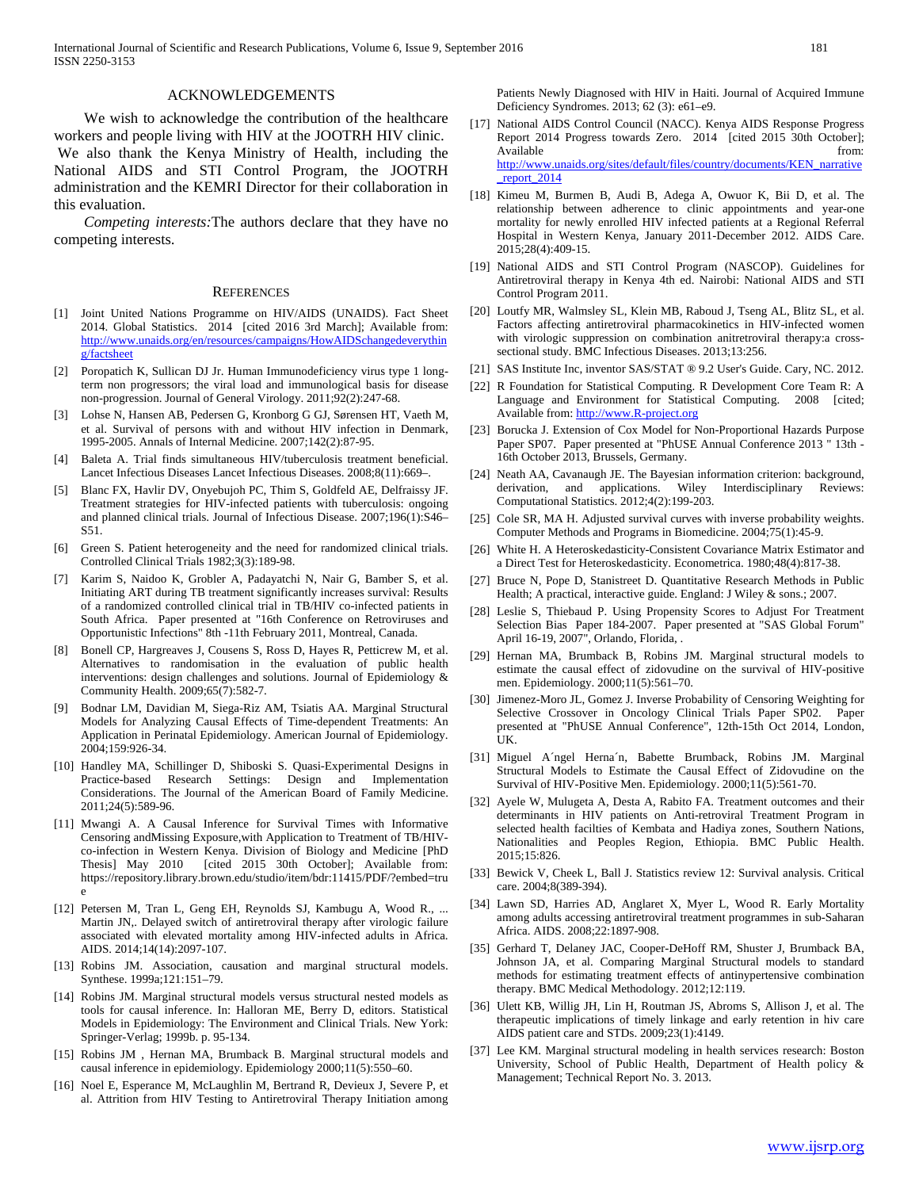## ACKNOWLEDGEMENTS

We wish to acknowledge the contribution of the healthcare workers and people living with HIV at the JOOTRH HIV clinic. We also thank the Kenya Ministry of Health, including the National AIDS and STI Control Program, the JOOTRH administration and the KEMRI Director for their collaboration in this evaluation.

*Competing interests:*The authors declare that they have no competing interests.

## REFERENCES

[1] Joint United Nations Programme on HIV/AIDS (UNAIDS). Fact Sheet 2014. Global Statistics. 2014 [cited 2016 3rd March]; Available from: http://www.unaids.org/en/resources/campaigns/HowAIDSchangedeverything/factsheet

[2] Poropatich K, Sullican DJ Jr. Human Immunodeficiency virus type 1 long-term non progressors; the viral load and immunological basis for disease non-progression. Journal of General Virology. 2011;92(2):247-68.

[3] Lohse N, Hansen AB, Pedersen G, Kronborg G GJ, Sørensen HT, Vaeth M, et al. Survival of persons with and without HIV infection in Denmark, 1995-2005. Annals of Internal Medicine. 2007;142(2):87-95.

[4] Baleta A. Trial finds simultaneous HIV/tuberculosis treatment beneficial. Lancet Infectious Diseases Lancet Infectious Diseases. 2008;8(11):669–.

[5] Blanc FX, Havlir DV, Onyebujoh PC, Thim S, Goldfeld AE, Delfraissy JF. Treatment strategies for HIV-infected patients with tuberculosis: ongoing and planned clinical trials. Journal of Infectious Disease. 2007;196(1):S46–S51.

[6] Green S. Patient heterogeneity and the need for randomized clinical trials. Controlled Clinical Trials 1982;3(3):189-98.

[7] Karim S, Naidoo K, Grobler A, Padayatchi N, Nair G, Bamber S, et al. Initiating ART during TB treatment significantly increases survival: Results of a randomized controlled clinical trial in TB/HIV co-infected patients in South Africa. Paper presented at "16th Conference on Retroviruses and Opportunistic Infections" 8th -11th February 2011, Montreal, Canada.

[8] Bonell CP, Hargreaves J, Cousens S, Ross D, Hayes R, Petticrew M, et al. Alternatives to randomisation in the evaluation of public health interventions: design challenges and solutions. Journal of Epidemiology & Community Health. 2009;65(7):582-7.

[9] Bodnar LM, Davidian M, Siega-Riz AM, Tsiatis AA. Marginal Structural Models for Analyzing Causal Effects of Time-dependent Treatments: An Application in Perinatal Epidemiology. American Journal of Epidemiology. 2004;159:926-34.

[10] Handley MA, Schillinger D, Shiboski S. Quasi-Experimental Designs in Practice-based Research Settings: Design and Implementation Considerations. The Journal of the American Board of Family Medicine. 2011;24(5):589-96.

[11] Mwangi A. A Causal Inference for Survival Times with Informative Censoring andMissing Exposure,with Application to Treatment of TB/HIV-co-infection in Western Kenya. Division of Biology and Medicine [PhD Thesis] May 2010 [cited 2015 30th October]; Available from: https://repository.library.brown.edu/studio/item/bdr:11415/PDF/?embed=true

[12] Petersen M, Tran L, Geng EH, Reynolds SJ, Kambugu A, Wood R., ... Martin JN,. Delayed switch of antiretroviral therapy after virologic failure associated with elevated mortality among HIV-infected adults in Africa. AIDS. 2014;14(14):2097-107.

[13] Robins JM. Association, causation and marginal structural models. Synthese. 1999a;121:151–79.

[14] Robins JM. Marginal structural models versus structural nested models as tools for causal inference. In: Halloran ME, Berry D, editors. Statistical Models in Epidemiology: The Environment and Clinical Trials. New York: Springer-Verlag; 1999b. p. 95-134.

[15] Robins JM , Hernan MA, Brumback B. Marginal structural models and causal inference in epidemiology. Epidemiology 2000;11(5):550–60.

[16] Noel E, Esperance M, McLaughlin M, Bertrand R, Devieux J, Severe P, et al. Attrition from HIV Testing to Antiretroviral Therapy Initiation among Patients Newly Diagnosed with HIV in Haiti. Journal of Acquired Immune Deficiency Syndromes. 2013; 62 (3): e61–e9.

[17] National AIDS Control Council (NACC). Kenya AIDS Response Progress Report 2014 Progress towards Zero. 2014 [cited 2015 30th October]; Available from: http://www.unaids.org/sites/default/files/country/documents/KEN_narrative_report_2014

[18] Kimeu M, Burmen B, Audi B, Adega A, Owuor K, Bii D, et al. The relationship between adherence to clinic appointments and year-one mortality for newly enrolled HIV infected patients at a Regional Referral Hospital in Western Kenya, January 2011-December 2012. AIDS Care. 2015;28(4):409-15.

[19] National AIDS and STI Control Program (NASCOP). Guidelines for Antiretroviral therapy in Kenya 4th ed. Nairobi: National AIDS and STI Control Program 2011.

[20] Loutfy MR, Walmsley SL, Klein MB, Raboud J, Tseng AL, Blitz SL, et al. Factors affecting antiretroviral pharmacokinetics in HIV-infected women with virologic suppression on combination anitretroviral therapy:a cross-sectional study. BMC Infectious Diseases. 2013;13:256.

[21] SAS Institute Inc, inventor SAS/STAT ® 9.2 User's Guide. Cary, NC. 2012.

[22] R Foundation for Statistical Computing. R Development Core Team R: A Language and Environment for Statistical Computing. 2008 [cited; Available from: http://www.R-project.org

[23] Borucka J. Extension of Cox Model for Non-Proportional Hazards Purpose Paper SP07. Paper presented at "PhUSE Annual Conference 2013 " 13th - 16th October 2013, Brussels, Germany.

[24] Neath AA, Cavanaugh JE. The Bayesian information criterion: background, derivation, and applications. Wiley Interdisciplinary Reviews: Computational Statistics. 2012;4(2):199-203.

[25] Cole SR, MA H. Adjusted survival curves with inverse probability weights. Computer Methods and Programs in Biomedicine. 2004;75(1):45-9.

[26] White H. A Heteroskedasticity-Consistent Covariance Matrix Estimator and a Direct Test for Heteroskedasticity. Econometrica. 1980;48(4):817-38.

[27] Bruce N, Pope D, Stanistreet D. Quantitative Research Methods in Public Health; A practical, interactive guide. England: J Wiley & sons.; 2007.

[28] Leslie S, Thiebaud P. Using Propensity Scores to Adjust For Treatment Selection Bias Paper 184-2007. Paper presented at "SAS Global Forum" April 16-19, 2007", Orlando, Florida, .

[29] Hernan MA, Brumback B, Robins JM. Marginal structural models to estimate the causal effect of zidovudine on the survival of HIV-positive men. Epidemiology. 2000;11(5):561–70.

[30] Jimenez-Moro JL, Gomez J. Inverse Probability of Censoring Weighting for Selective Crossover in Oncology Clinical Trials Paper SP02. Paper presented at "PhUSE Annual Conference", 12th-15th Oct 2014, London, UK.

[31] Miguel A´ngel Herna´n, Babette Brumback, Robins JM. Marginal Structural Models to Estimate the Causal Effect of Zidovudine on the Survival of HIV-Positive Men. Epidemiology. 2000;11(5):561-70.

[32] Ayele W, Mulugeta A, Desta A, Rabito FA. Treatment outcomes and their determinants in HIV patients on Anti-retroviral Treatment Program in selected health facilties of Kembata and Hadiya zones, Southern Nations, Nationalities and Peoples Region, Ethiopia. BMC Public Health. 2015;15:826.

[33] Bewick V, Cheek L, Ball J. Statistics review 12: Survival analysis. Critical care. 2004;8(389-394).

[34] Lawn SD, Harries AD, Anglaret X, Myer L, Wood R. Early Mortality among adults accessing antiretroviral treatment programmes in sub-Saharan Africa. AIDS. 2008;22:1897-908.

[35] Gerhard T, Delaney JAC, Cooper-DeHoff RM, Shuster J, Brumback BA, Johnson JA, et al. Comparing Marginal Structural models to standard methods for estimating treatment effects of antinypertensive combination therapy. BMC Medical Methodology. 2012;12:119.

[36] Ulett KB, Willig JH, Lin H, Routman JS, Abroms S, Allison J, et al. The therapeutic implications of timely linkage and early retention in hiv care AIDS patient care and STDs. 2009;23(1):4149.

[37] Lee KM. Marginal structural modeling in health services research: Boston University, School of Public Health, Department of Health policy & Management; Technical Report No. 3. 2013.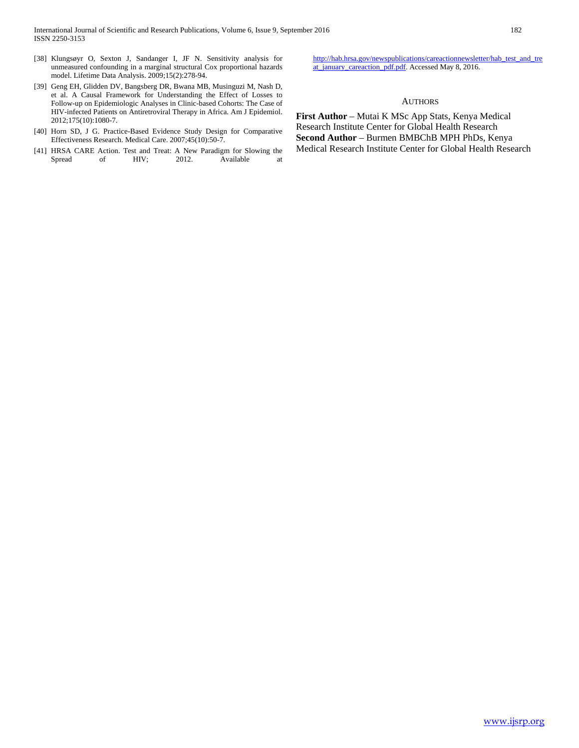[38] Klungsøyr O, Sexton J, Sandanger I, JF N. Sensitivity analysis for unmeasured confounding in a marginal structural Cox proportional hazards model. Lifetime Data Analysis. 2009;15(2):278-94.

[39] Geng EH, Glidden DV, Bangsberg DR, Bwana MB, Musinguzi M, Nash D, et al. A Causal Framework for Understanding the Effect of Losses to Follow-up on Epidemiologic Analyses in Clinic-based Cohorts: The Case of HIV-infected Patients on Antiretroviral Therapy in Africa. Am J Epidemiol. 2012;175(10):1080-7.

[40] Horn SD, J G. Practice-Based Evidence Study Design for Comparative Effectiveness Research. Medical Care. 2007;45(10):50-7.

[41] HRSA CARE Action. Test and Treat: A New Paradigm for Slowing the Spread of HIV; 2012. Available at http://hab.hrsa.gov/newspublications/careactionnewsletter/hab_test_and_treat_january_careaction_pdf.pdf. Accessed May 8, 2016.

## AUTHORS

**First Author** – Mutai K MSc App Stats, Kenya Medical Research Institute Center for Global Health Research

**Second Author** – Burmen BMBChB MPH PhDs, Kenya Medical Research Institute Center for Global Health Research